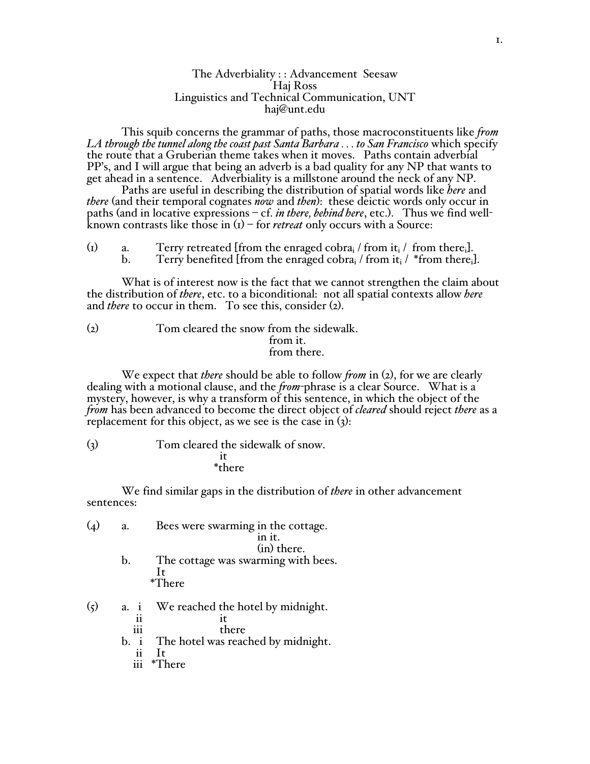# The Adverbiality : : Advancement Seesaw

Haj Ross
Linguistics and Technical Communication, UNT
haj@unt.edu

This squib concerns the grammar of paths, those macroconstituents like *from LA through the tunnel along the coast past Santa Barbara . . . to San Francisco* which specify the route that a Gruberian theme takes when it moves. Paths contain adverbial PP's, and I will argue that being an adverb is a bad quality for any NP that wants to get ahead in a sentence. Adverbiality is a millstone around the neck of any NP.

Paths are useful in describing the distribution of spatial words like *here* and *there* (and their temporal cognates *now* and *then*): these deictic words only occur in paths (and in locative expressions – cf. *in there, behind here*, etc.). Thus we find well-known contrasts like those in (1) – for *retreat* only occurs with a Source:

(1) a. Terry retreated [from the enraged cobra$_i$ / from it$_i$ / from there$_i$].
  b. Terry benefited [from the enraged cobra$_i$ / from it$_i$ / *from there$_i$].

What is of interest now is the fact that we cannot strengthen the claim about the distribution of *there*, etc. to a biconditional: not all spatial contexts allow *here* and *there* to occur in them. To see this, consider (2).

(2) Tom cleared the snow from the sidewalk.
                from it.
                from there.

We expect that *there* should be able to follow *from* in (2), for we are clearly dealing with a motional clause, and the *from*-phrase is a clear Source. What is a mystery, however, is why a transform of this sentence, in which the object of the *from* has been advanced to become the direct object of *cleared* should reject *there* as a replacement for this object, as we see is the case in (3):

(3) Tom cleared the sidewalk of snow.
        it
        *there

We find similar gaps in the distribution of *there* in other advancement sentences:

(4) a. Bees were swarming in the cottage.
                in it.
                (in) there.
  b. The cottage was swarming with bees.
    It
    *There

(5) a. i  We reached the hotel by midnight.
    ii       it
    iii      there
  b. i  The hotel was reached by midnight.
    ii  It
    iii *There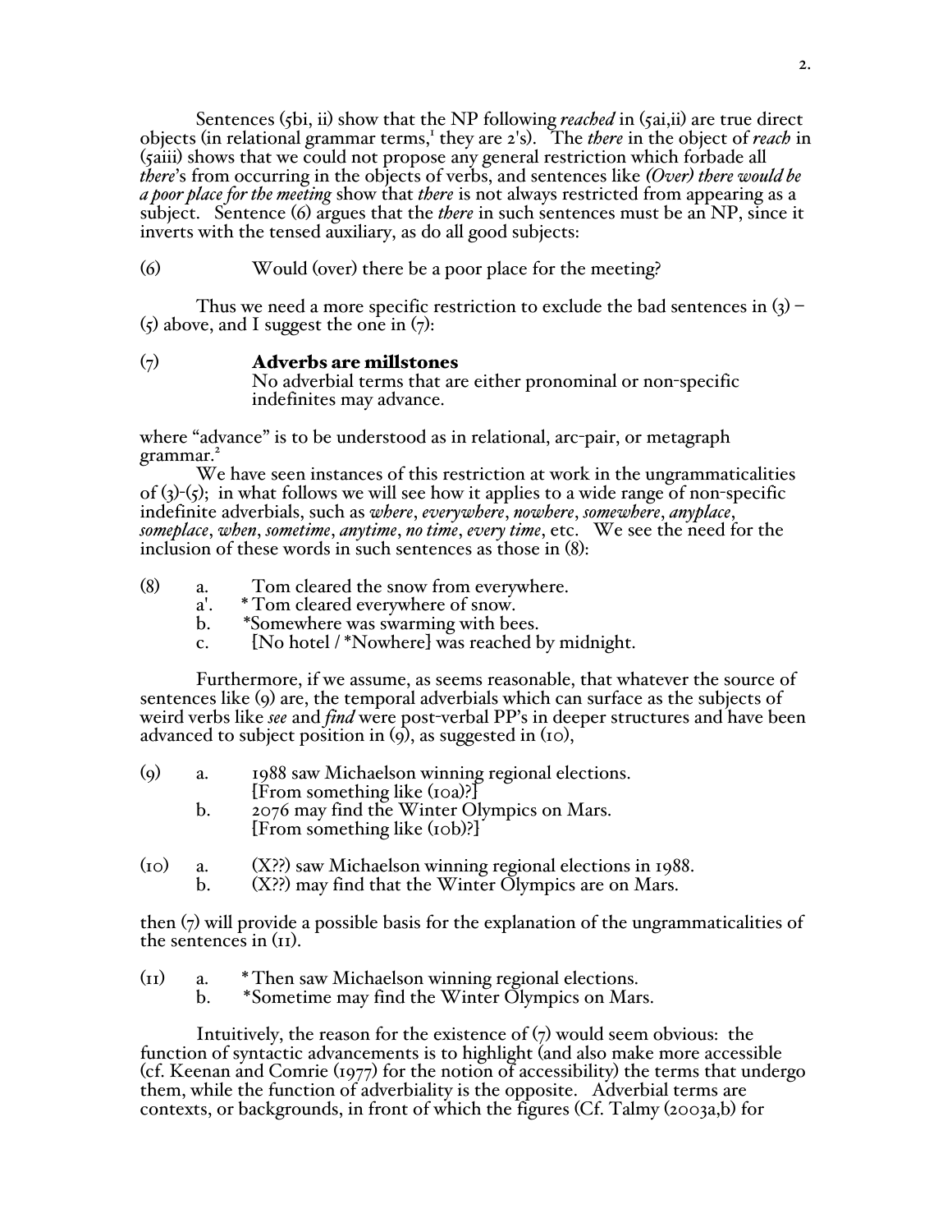Sentences (5bi, ii) show that the NP following *reached* in (5ai,ii) are true direct objects (in relational grammar terms,[1] they are 2's). The *there* in the object of *reach* in (5aiii) shows that we could not propose any general restriction which forbade all *there*'s from occurring in the objects of verbs, and sentences like *(Over) there would be a poor place for the meeting* show that *there* is not always restricted from appearing as a subject. Sentence (6) argues that the *there* in such sentences must be an NP, since it inverts with the tensed auxiliary, as do all good subjects:

(6) Would (over) there be a poor place for the meeting?

Thus we need a more specific restriction to exclude the bad sentences in (3) – (5) above, and I suggest the one in (7):

(7) **Adverbs are millstones**
No adverbial terms that are either pronominal or non-specific indefinites may advance.

where "advance" is to be understood as in relational, arc-pair, or metagraph grammar.[2]

We have seen instances of this restriction at work in the ungrammaticalities of (3)-(5); in what follows we will see how it applies to a wide range of non-specific indefinite adverbials, such as *where*, *everywhere*, *nowhere*, *somewhere*, *anyplace*, *someplace*, *when*, *sometime*, *anytime*, *no time*, *every time*, etc. We see the need for the inclusion of these words in such sentences as those in (8):

(8) a. Tom cleared the snow from everywhere.
a'. * Tom cleared everywhere of snow.
b. *Somewhere was swarming with bees.
c. [No hotel / *Nowhere] was reached by midnight.

Furthermore, if we assume, as seems reasonable, that whatever the source of sentences like (9) are, the temporal adverbials which can surface as the subjects of weird verbs like *see* and *find* were post-verbal PP's in deeper structures and have been advanced to subject position in (9), as suggested in (10),

(9) a. 1988 saw Michaelson winning regional elections.
[From something like (10a)?]
b. 2076 may find the Winter Olympics on Mars.
[From something like (10b)?]

(10) a. (X??) saw Michaelson winning regional elections in 1988.
b. (X??) may find that the Winter Olympics are on Mars.

then (7) will provide a possible basis for the explanation of the ungrammaticalities of the sentences in (11).

(11) a. * Then saw Michaelson winning regional elections.
b. *Sometime may find the Winter Olympics on Mars.

Intuitively, the reason for the existence of (7) would seem obvious: the function of syntactic advancements is to highlight (and also make more accessible (cf. Keenan and Comrie (1977) for the notion of accessibility) the terms that undergo them, while the function of adverbiality is the opposite. Adverbial terms are contexts, or backgrounds, in front of which the figures (Cf. Talmy (2003a,b) for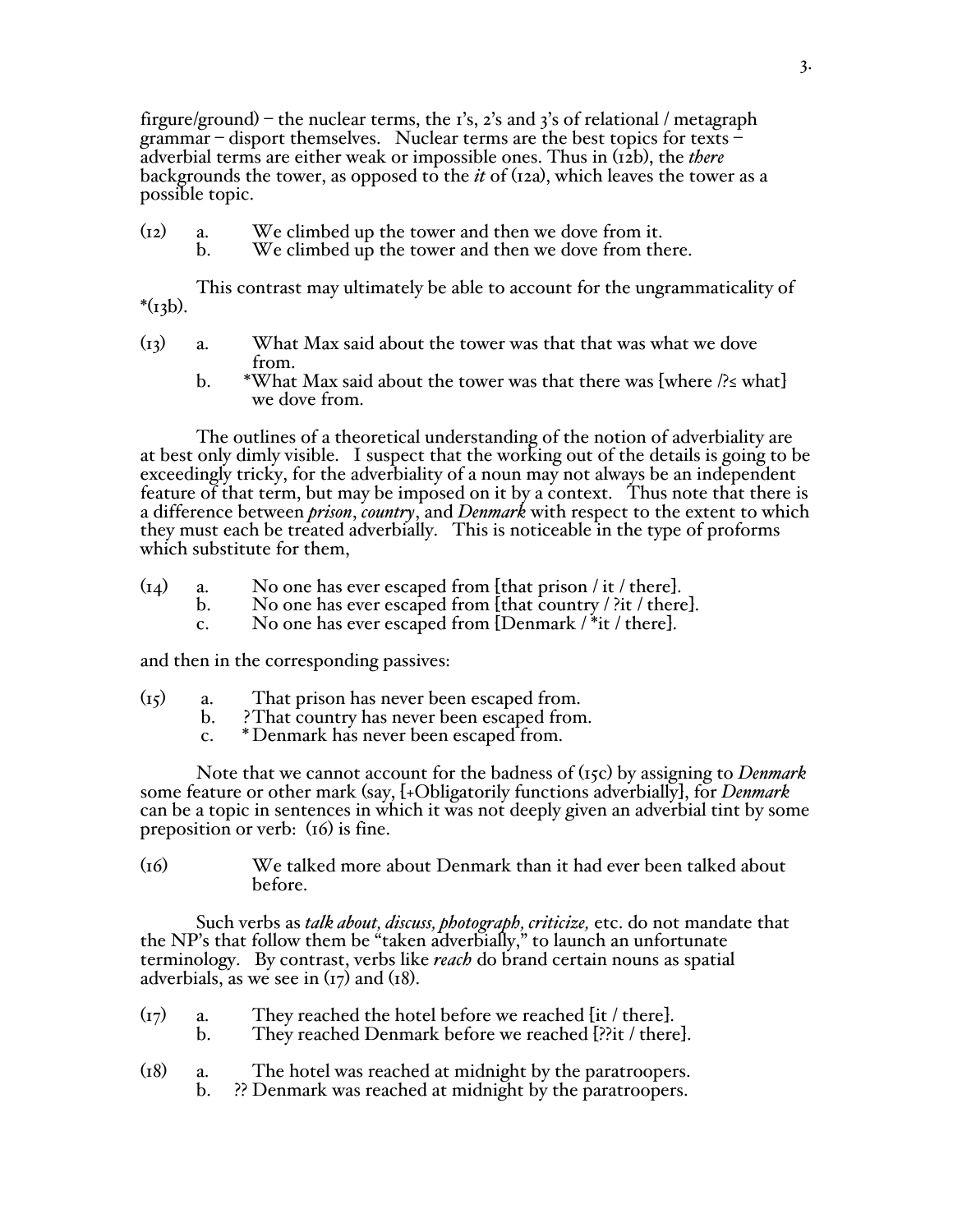firgure/ground) – the nuclear terms, the 1's, 2's and 3's of relational / metagraph grammar – disport themselves. Nuclear terms are the best topics for texts – adverbial terms are either weak or impossible ones. Thus in (12b), the *there* backgrounds the tower, as opposed to the *it* of (12a), which leaves the tower as a possible topic.

(12) a. We climbed up the tower and then we dove from it.
b. We climbed up the tower and then we dove from there.

This contrast may ultimately be able to account for the ungrammaticality of *(13b).

(13) a. What Max said about the tower was that that was what we dove from.
b. *What Max said about the tower was that there was [where /?≤ what] we dove from.

The outlines of a theoretical understanding of the notion of adverbiality are at best only dimly visible. I suspect that the working out of the details is going to be exceedingly tricky, for the adverbiality of a noun may not always be an independent feature of that term, but may be imposed on it by a context. Thus note that there is a difference between *prison*, *country*, and *Denmark* with respect to the extent to which they must each be treated adverbially. This is noticeable in the type of proforms which substitute for them,

(14) a. No one has ever escaped from [that prison / it / there].
b. No one has ever escaped from [that country / ?it / there].
c. No one has ever escaped from [Denmark / *it / there].

and then in the corresponding passives:

(15) a. That prison has never been escaped from.
b. ?That country has never been escaped from.
c. *Denmark has never been escaped from.

Note that we cannot account for the badness of (15c) by assigning to *Denmark* some feature or other mark (say, [+Obligatorily functions adverbially], for *Denmark* can be a topic in sentences in which it was not deeply given an adverbial tint by some preposition or verb: (16) is fine.

(16) We talked more about Denmark than it had ever been talked about before.

Such verbs as *talk about, discuss, photograph, criticize,* etc. do not mandate that the NP's that follow them be "taken adverbially," to launch an unfortunate terminology. By contrast, verbs like *reach* do brand certain nouns as spatial adverbials, as we see in (17) and (18).

(17) a. They reached the hotel before we reached [it / there].
b. They reached Denmark before we reached [??it / there].

(18) a. The hotel was reached at midnight by the paratroopers.
b. ?? Denmark was reached at midnight by the paratroopers.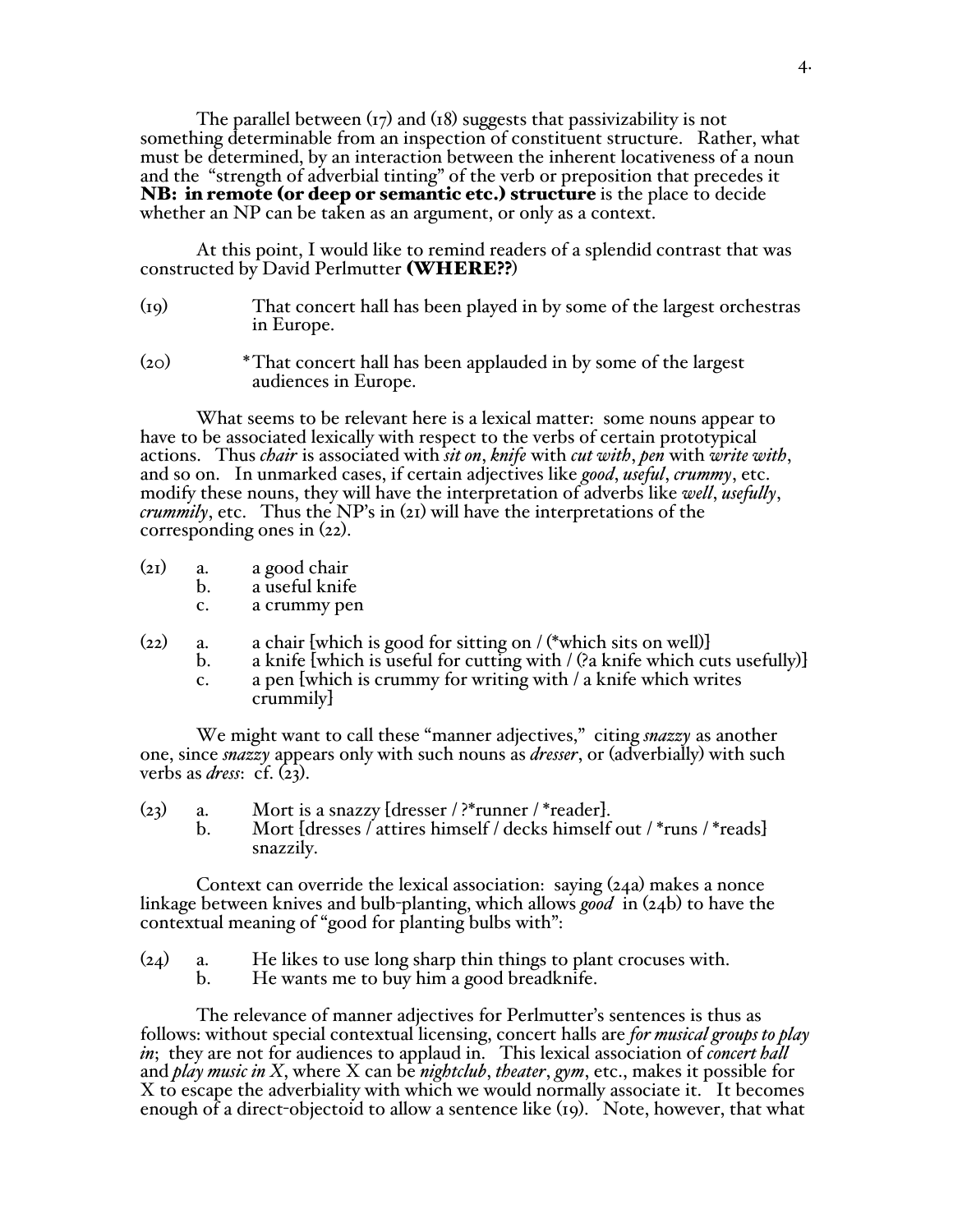The parallel between (17) and (18) suggests that passivizability is not something determinable from an inspection of constituent structure. Rather, what must be determined, by an interaction between the inherent locativeness of a noun and the "strength of adverbial tinting" of the verb or preposition that precedes it **NB: in remote (or deep or semantic etc.) structure** is the place to decide whether an NP can be taken as an argument, or only as a context.

At this point, I would like to remind readers of a splendid contrast that was constructed by David Perlmutter **(WHERE??)**

(19) That concert hall has been played in by some of the largest orchestras in Europe.

(20) *That concert hall has been applauded in by some of the largest audiences in Europe.

What seems to be relevant here is a lexical matter: some nouns appear to have to be associated lexically with respect to the verbs of certain prototypical actions. Thus *chair* is associated with *sit on*, *knife* with *cut with*, *pen* with *write with*, and so on. In unmarked cases, if certain adjectives like *good*, *useful*, *crummy*, etc. modify these nouns, they will have the interpretation of adverbs like *well*, *usefully*, *crummily*, etc. Thus the NP's in (21) will have the interpretations of the corresponding ones in (22).

(21) a. a good chair
b. a useful knife
c. a crummy pen

(22) a. a chair [which is good for sitting on / (*which sits on well)]
b. a knife [which is useful for cutting with / (?a knife which cuts usefully)]
c. a pen [which is crummy for writing with / a knife which writes crummily]

We might want to call these "manner adjectives," citing *snazzy* as another one, since *snazzy* appears only with such nouns as *dresser*, or (adverbially) with such verbs as *dress*: cf. (23).

(23) a. Mort is a snazzy [dresser / ?*runner / *reader].
b. Mort [dresses / attires himself / decks himself out / *runs / *reads] snazzily.

Context can override the lexical association: saying (24a) makes a nonce linkage between knives and bulb-planting, which allows *good* in (24b) to have the contextual meaning of "good for planting bulbs with":

(24) a. He likes to use long sharp thin things to plant crocuses with.
b. He wants me to buy him a good breadknife.

The relevance of manner adjectives for Perlmutter's sentences is thus as follows: without special contextual licensing, concert halls are *for musical groups to play in*; they are not for audiences to applaud in. This lexical association of *concert hall* and *play music in X*, where X can be *nightclub*, *theater*, *gym*, etc., makes it possible for X to escape the adverbiality with which we would normally associate it. It becomes enough of a direct-objectoid to allow a sentence like (19). Note, however, that what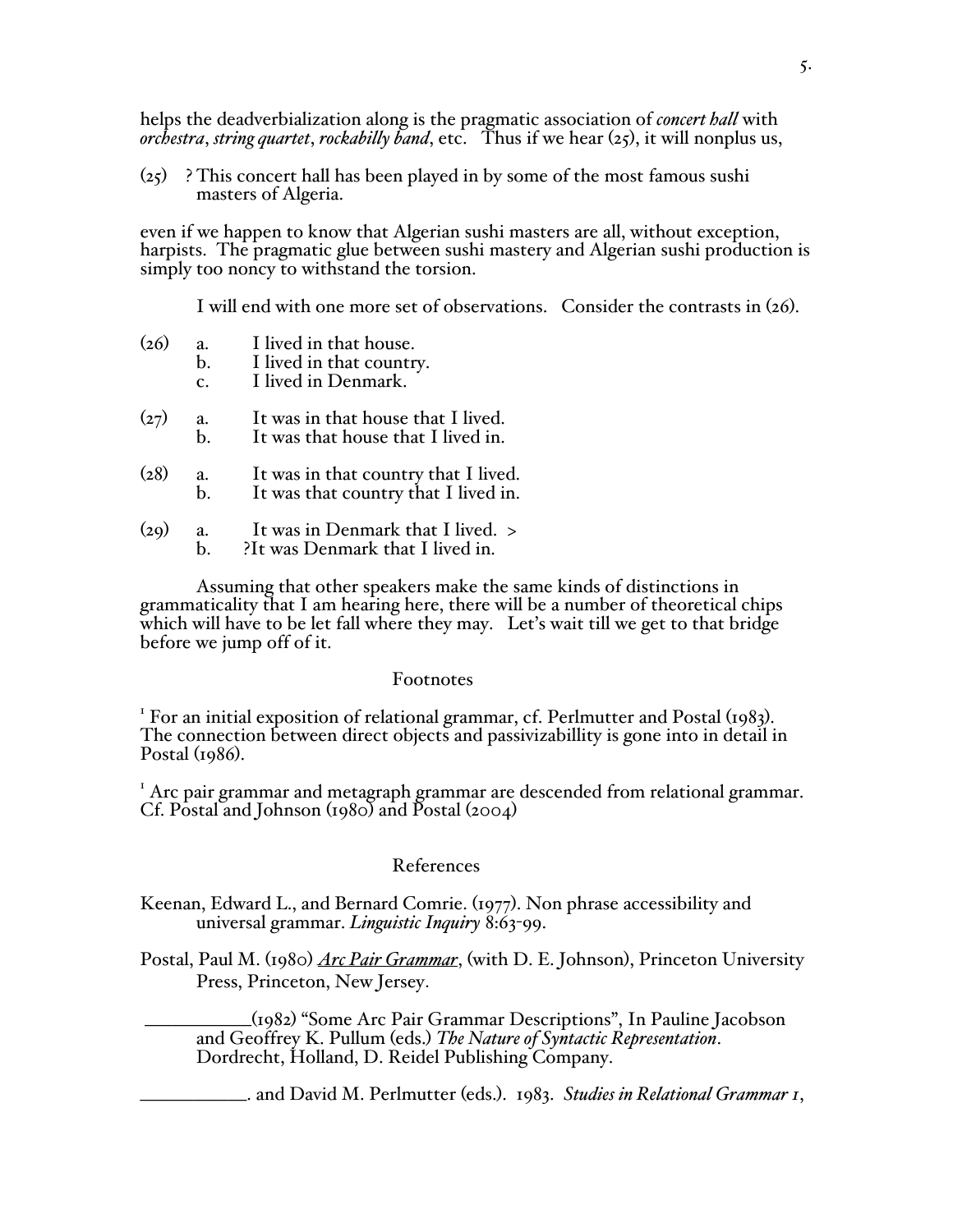helps the deadverbialization along is the pragmatic association of *concert hall* with *orchestra*, *string quartet*, *rockabilly band*, etc. Thus if we hear (25), it will nonplus us,

(25) ? This concert hall has been played in by some of the most famous sushi masters of Algeria.

even if we happen to know that Algerian sushi masters are all, without exception, harpists. The pragmatic glue between sushi mastery and Algerian sushi production is simply too noncy to withstand the torsion.

I will end with one more set of observations. Consider the contrasts in (26).

(26) a. I lived in that house.
b. I lived in that country.
c. I lived in Denmark.

(27) a. It was in that house that I lived.
b. It was that house that I lived in.

(28) a. It was in that country that I lived.
b. It was that country that I lived in.

(29) a. It was in Denmark that I lived. >
b. ?It was Denmark that I lived in.

Assuming that other speakers make the same kinds of distinctions in grammaticality that I am hearing here, there will be a number of theoretical chips which will have to be let fall where they may. Let's wait till we get to that bridge before we jump off of it.

## Footnotes

[1] For an initial exposition of relational grammar, cf. Perlmutter and Postal (1983). The connection between direct objects and passivizabillity is gone into in detail in Postal (1986).

[1] Arc pair grammar and metagraph grammar are descended from relational grammar. Cf. Postal and Johnson (1980) and Postal (2004)

## References

Keenan, Edward L., and Bernard Comrie. (1977). Non phrase accessibility and universal grammar. *Linguistic Inquiry* 8:63-99.

Postal, Paul M. (1980) ***Arc Pair Grammar***, (with D. E. Johnson), Princeton University Press, Princeton, New Jersey.

\_\_\_\_\_\_\_\_\_\_\_(1982) "Some Arc Pair Grammar Descriptions", In Pauline Jacobson and Geoffrey K. Pullum (eds.) *The Nature of Syntactic Representation*. Dordrecht, Holland, D. Reidel Publishing Company.

\_\_\_\_\_\_\_\_\_\_\_. and David M. Perlmutter (eds.). 1983. *Studies in Relational Grammar 1*,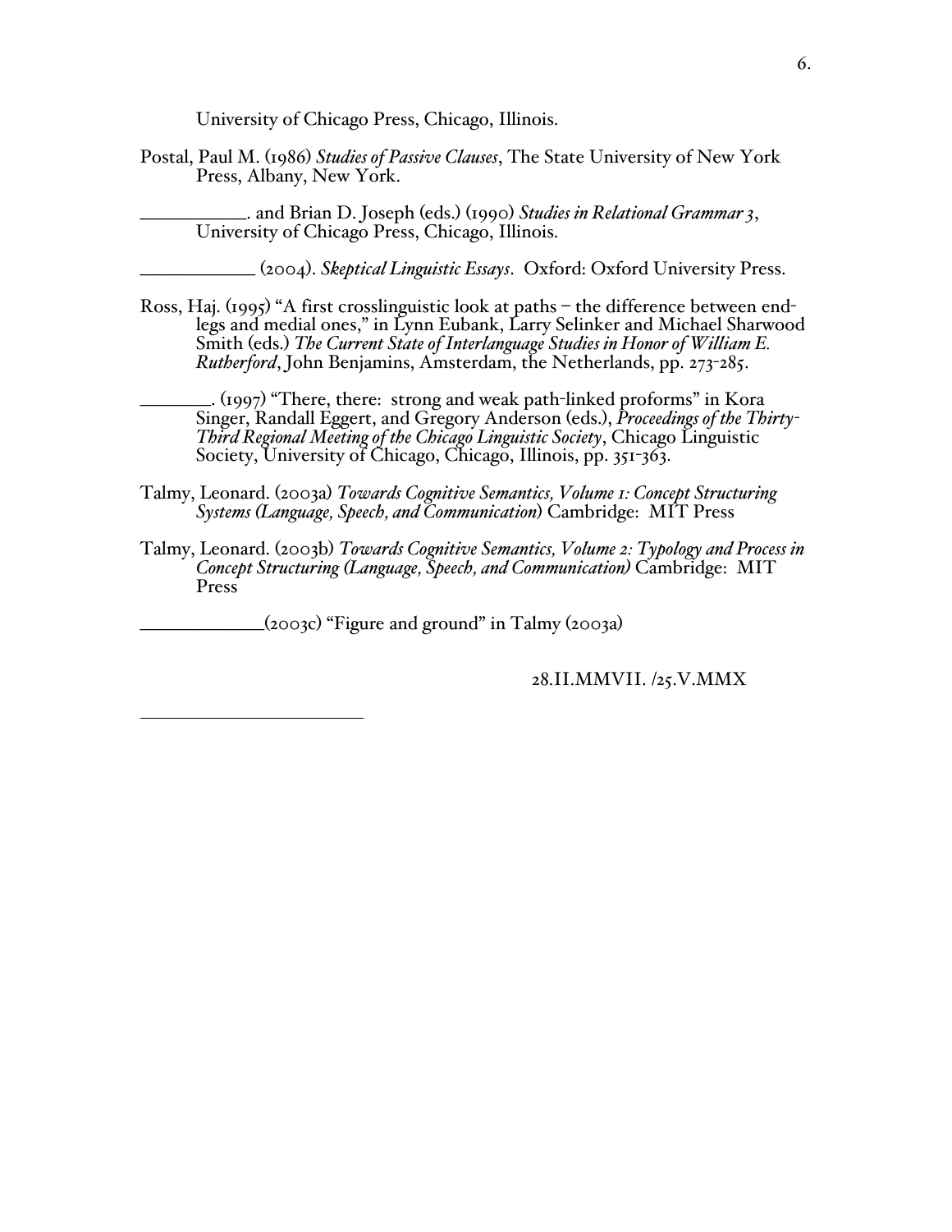University of Chicago Press, Chicago, Illinois.

Postal, Paul M. (1986) *Studies of Passive Clauses*, The State University of New York Press, Albany, New York.

___________. and Brian D. Joseph (eds.) (1990) *Studies in Relational Grammar 3*, University of Chicago Press, Chicago, Illinois.

____________ (2004). *Skeptical Linguistic Essays*. Oxford: Oxford University Press.

Ross, Haj. (1995) "A first crosslinguistic look at paths – the difference between end-legs and medial ones," in Lynn Eubank, Larry Selinker and Michael Sharwood Smith (eds.) *The Current State of Interlanguage Studies in Honor of William E. Rutherford*, John Benjamins, Amsterdam, the Netherlands, pp. 273-285.

________. (1997) "There, there: strong and weak path-linked proforms" in Kora Singer, Randall Eggert, and Gregory Anderson (eds.), *Proceedings of the Thirty-Third Regional Meeting of the Chicago Linguistic Society*, Chicago Linguistic Society, University of Chicago, Chicago, Illinois, pp. 351-363.

Talmy, Leonard. (2003a) *Towards Cognitive Semantics, Volume 1: Concept Structuring Systems (Language, Speech, and Communication)* Cambridge: MIT Press

Talmy, Leonard. (2003b) *Towards Cognitive Semantics, Volume 2: Typology and Process in Concept Structuring (Language, Speech, and Communication)* Cambridge: MIT Press

_____________(2003c) "Figure and ground" in Talmy (2003a)

28.II.MMVII. /25.V.MMX